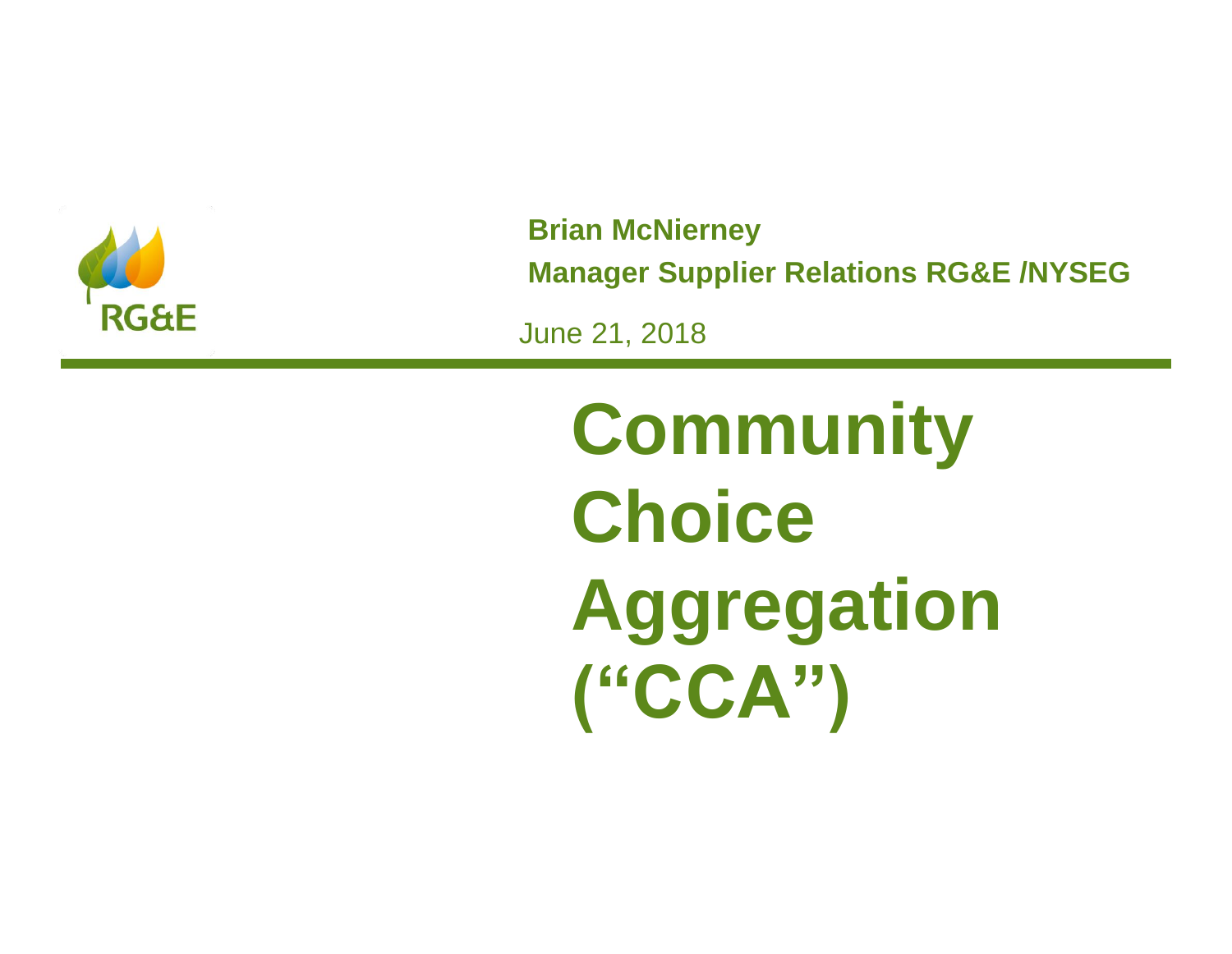RG&E

**Brian McNierney**

**Manager Supplier Relations RG&E /NYSEG**

June 21, 2018

# Community Choice Aggregation (“CCA”)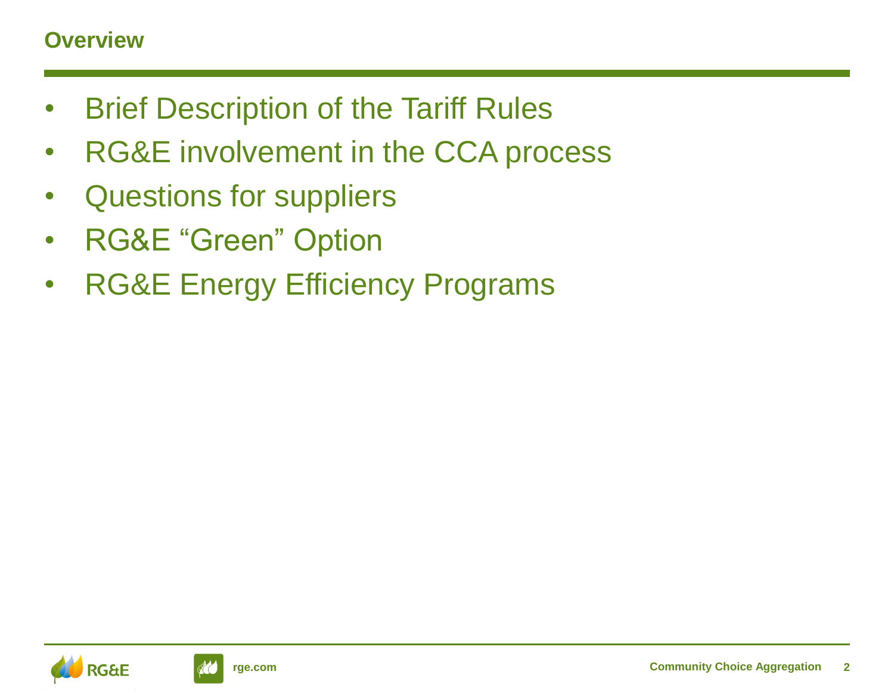## Overview

- Brief Description of the Tariff Rules
- RG&E involvement in the CCA process
- Questions for suppliers
- RG&E "Green" Option
- RG&E Energy Efficiency Programs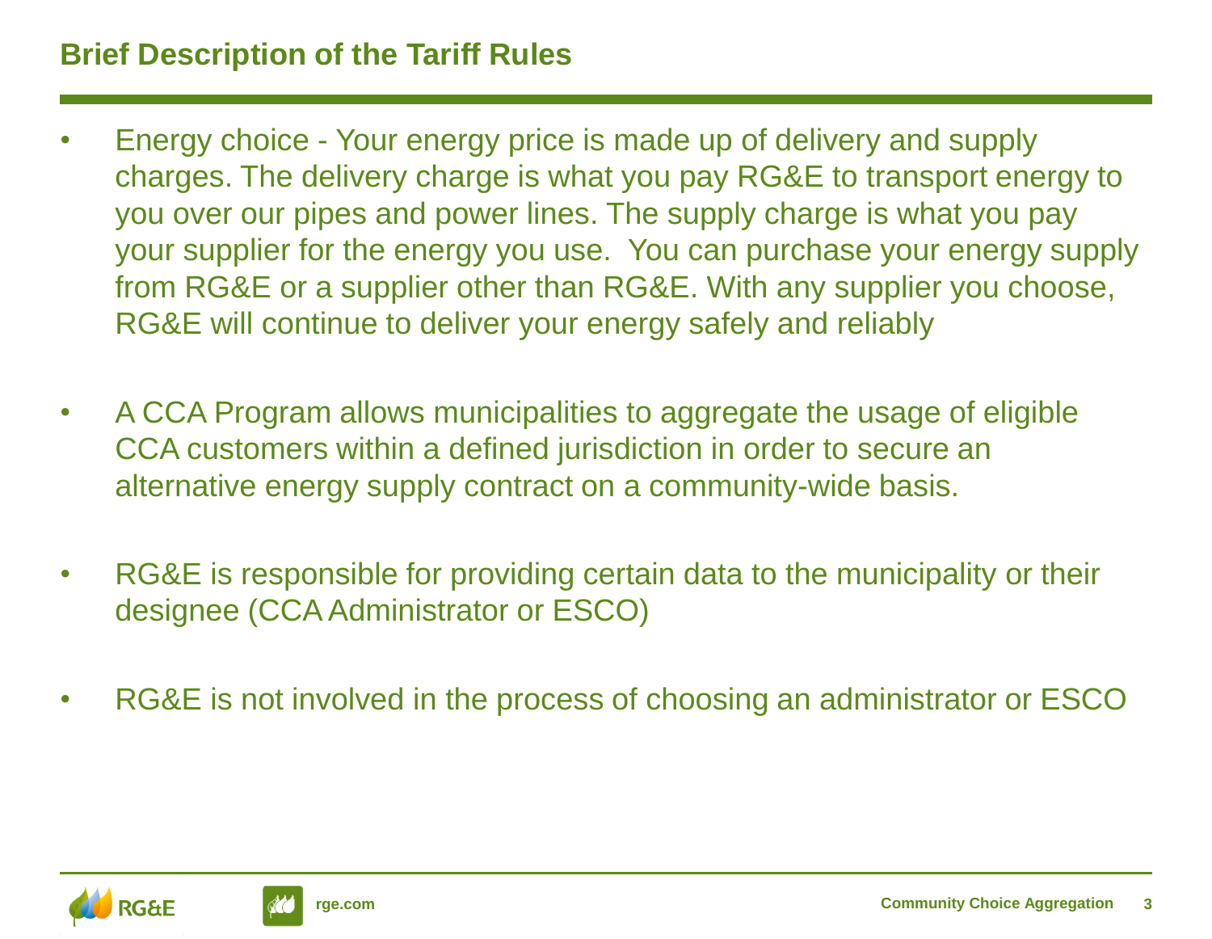# Brief Description of the Tariff Rules

- Energy choice - Your energy price is made up of delivery and supply charges. The delivery charge is what you pay RG&E to transport energy to you over our pipes and power lines. The supply charge is what you pay your supplier for the energy you use. You can purchase your energy supply from RG&E or a supplier other than RG&E. With any supplier you choose, RG&E will continue to deliver your energy safely and reliably

- A CCA Program allows municipalities to aggregate the usage of eligible CCA customers within a defined jurisdiction in order to secure an alternative energy supply contract on a community-wide basis.

- RG&E is responsible for providing certain data to the municipality or their designee (CCA Administrator or ESCO)

- RG&E is not involved in the process of choosing an administrator or ESCO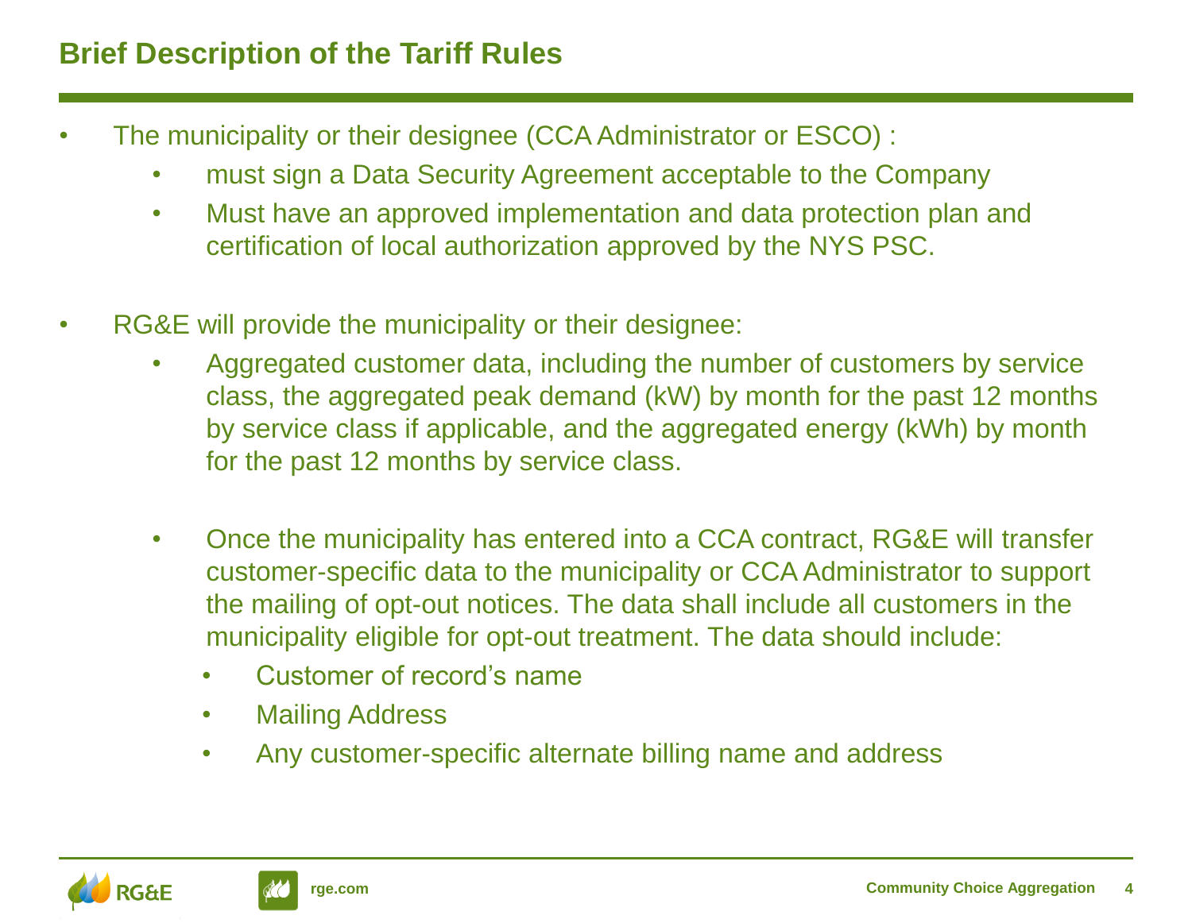## Brief Description of the Tariff Rules

- The municipality or their designee (CCA Administrator or ESCO) :
  - must sign a Data Security Agreement acceptable to the Company
  - Must have an approved implementation and data protection plan and certification of local authorization approved by the NYS PSC.

- RG&E will provide the municipality or their designee:
  - Aggregated customer data, including the number of customers by service class, the aggregated peak demand (kW) by month for the past 12 months by service class if applicable, and the aggregated energy (kWh) by month for the past 12 months by service class.

  - Once the municipality has entered into a CCA contract, RG&E will transfer customer-specific data to the municipality or CCA Administrator to support the mailing of opt-out notices. The data shall include all customers in the municipality eligible for opt-out treatment. The data should include:
    - Customer of record's name
    - Mailing Address
    - Any customer-specific alternate billing name and address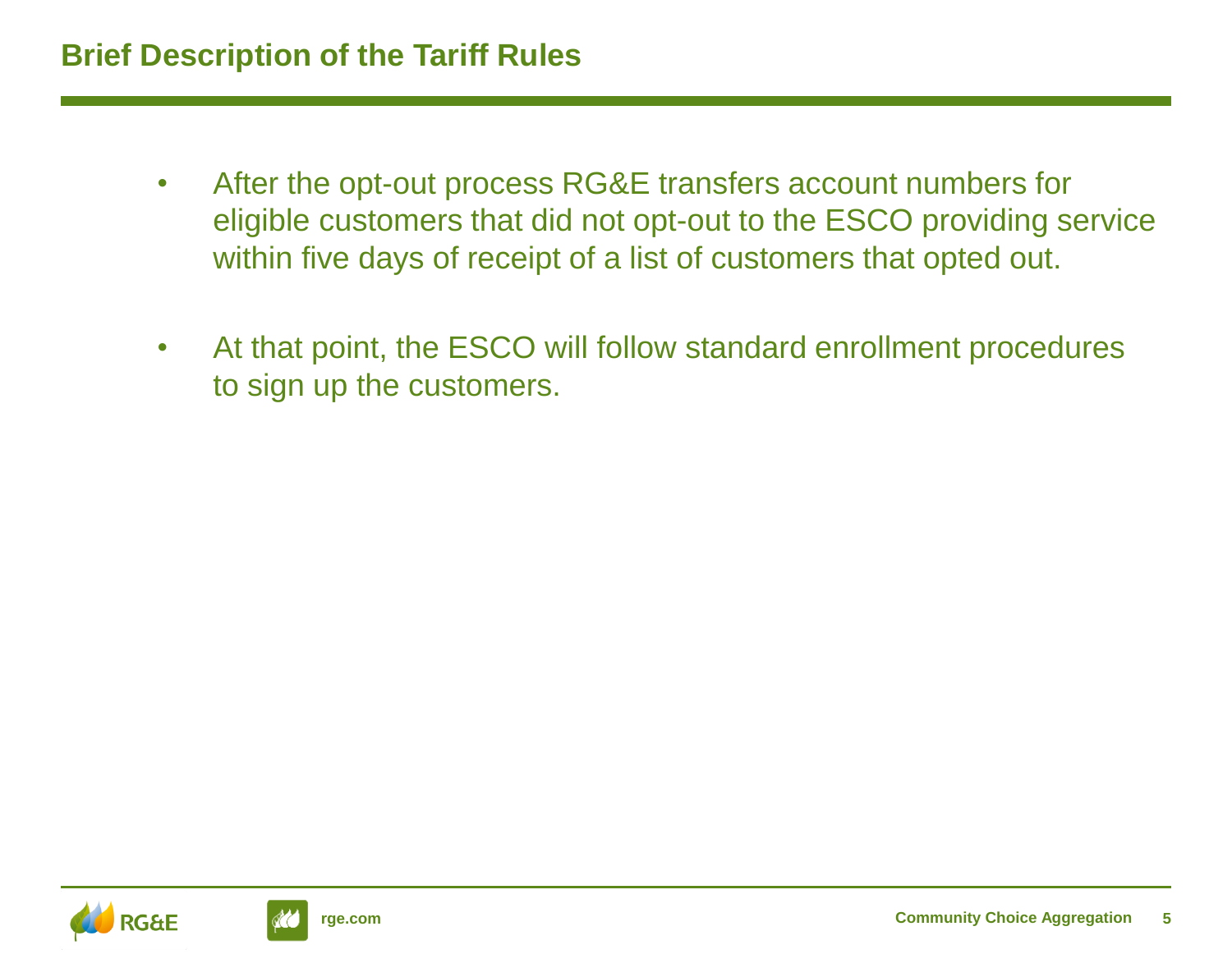## Brief Description of the Tariff Rules

- After the opt-out process RG&E transfers account numbers for eligible customers that did not opt-out to the ESCO providing service within five days of receipt of a list of customers that opted out.

- At that point, the ESCO will follow standard enrollment procedures to sign up the customers.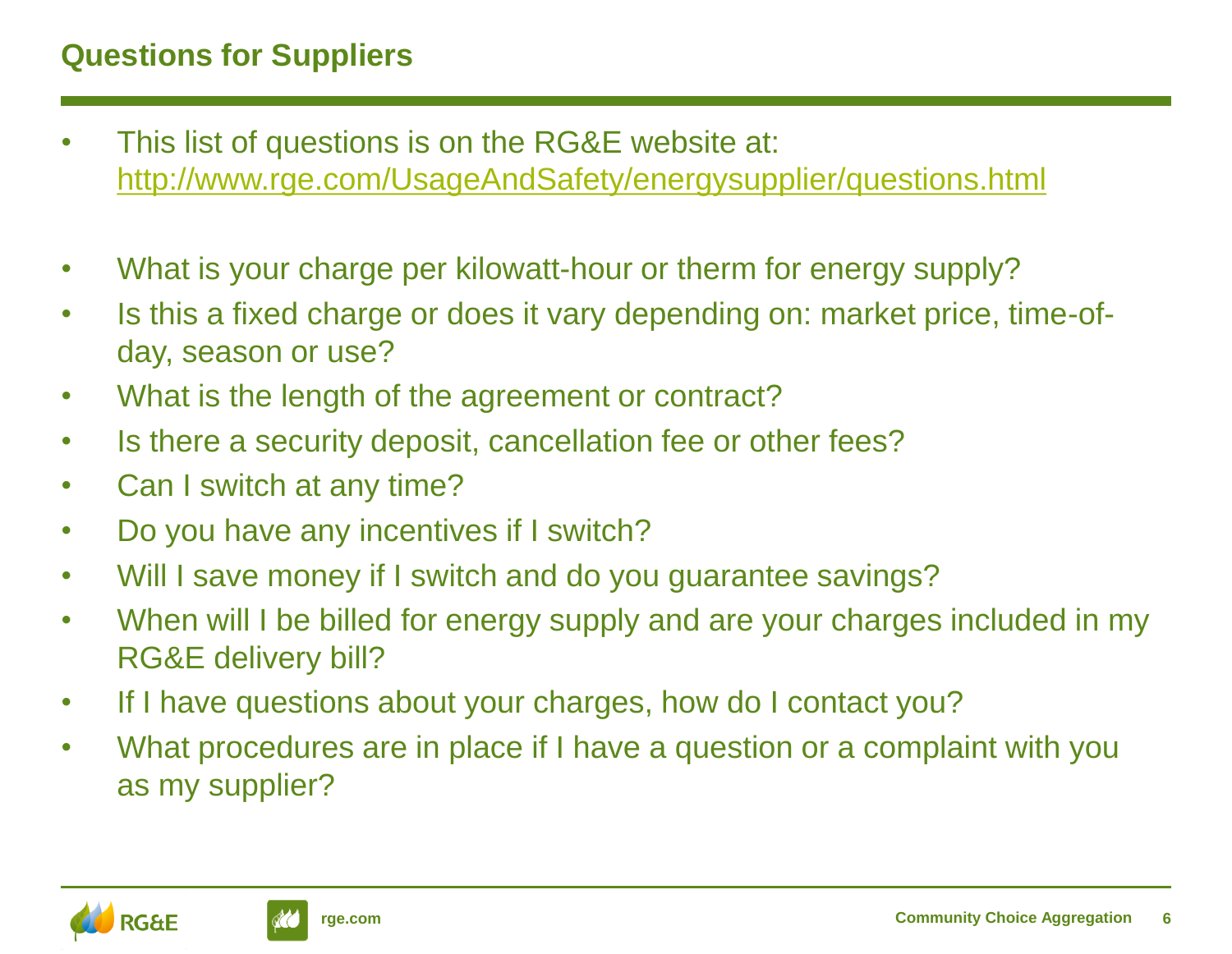## Questions for Suppliers

- This list of questions is on the RG&E website at: http://www.rge.com/UsageAndSafety/energysupplier/questions.html

- What is your charge per kilowatt-hour or therm for energy supply?
- Is this a fixed charge or does it vary depending on: market price, time-of-day, season or use?
- What is the length of the agreement or contract?
- Is there a security deposit, cancellation fee or other fees?
- Can I switch at any time?
- Do you have any incentives if I switch?
- Will I save money if I switch and do you guarantee savings?
- When will I be billed for energy supply and are your charges included in my RG&E delivery bill?
- If I have questions about your charges, how do I contact you?
- What procedures are in place if I have a question or a complaint with you as my supplier?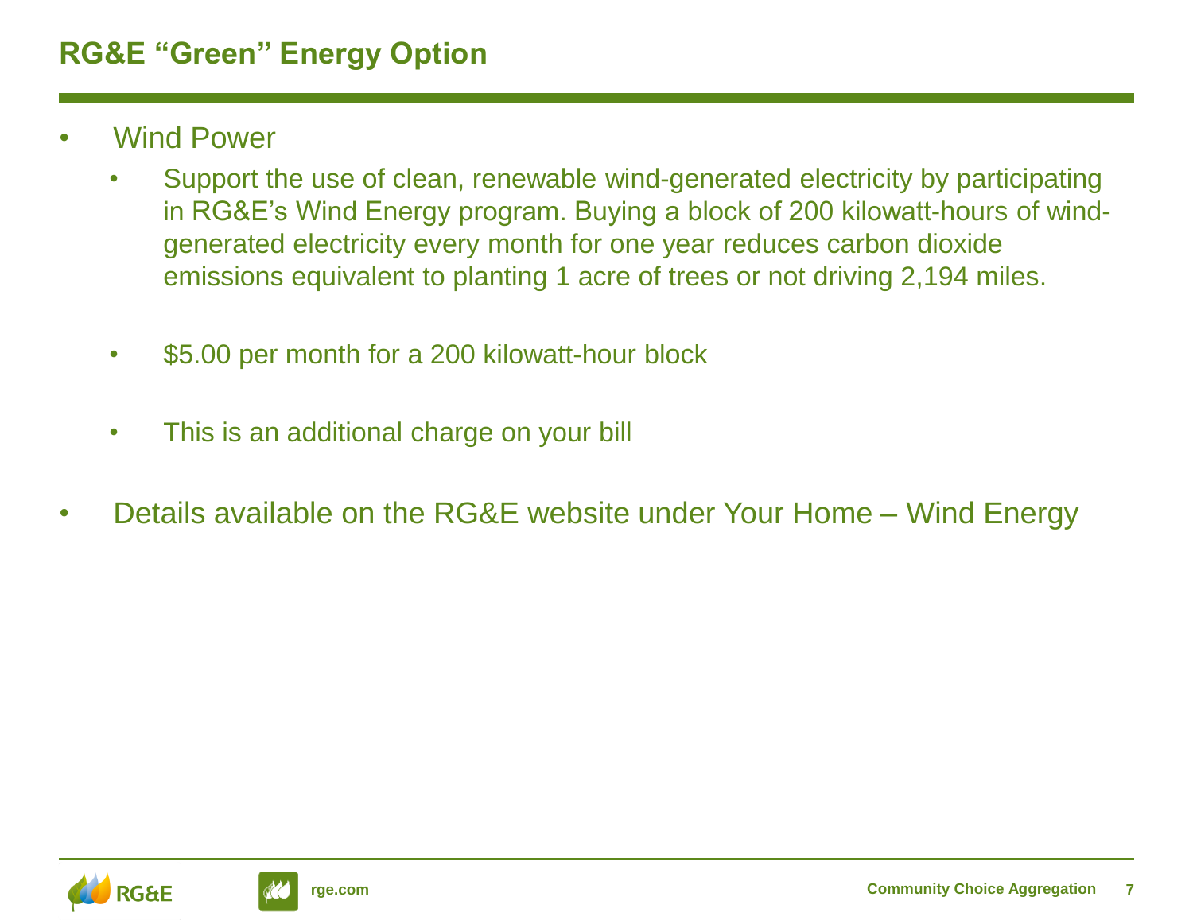# RG&E "Green" Energy Option

- Wind Power
  - Support the use of clean, renewable wind-generated electricity by participating in RG&E's Wind Energy program. Buying a block of 200 kilowatt-hours of wind-generated electricity every month for one year reduces carbon dioxide emissions equivalent to planting 1 acre of trees or not driving 2,194 miles.
  - $5.00 per month for a 200 kilowatt-hour block
  - This is an additional charge on your bill
- Details available on the RG&E website under Your Home – Wind Energy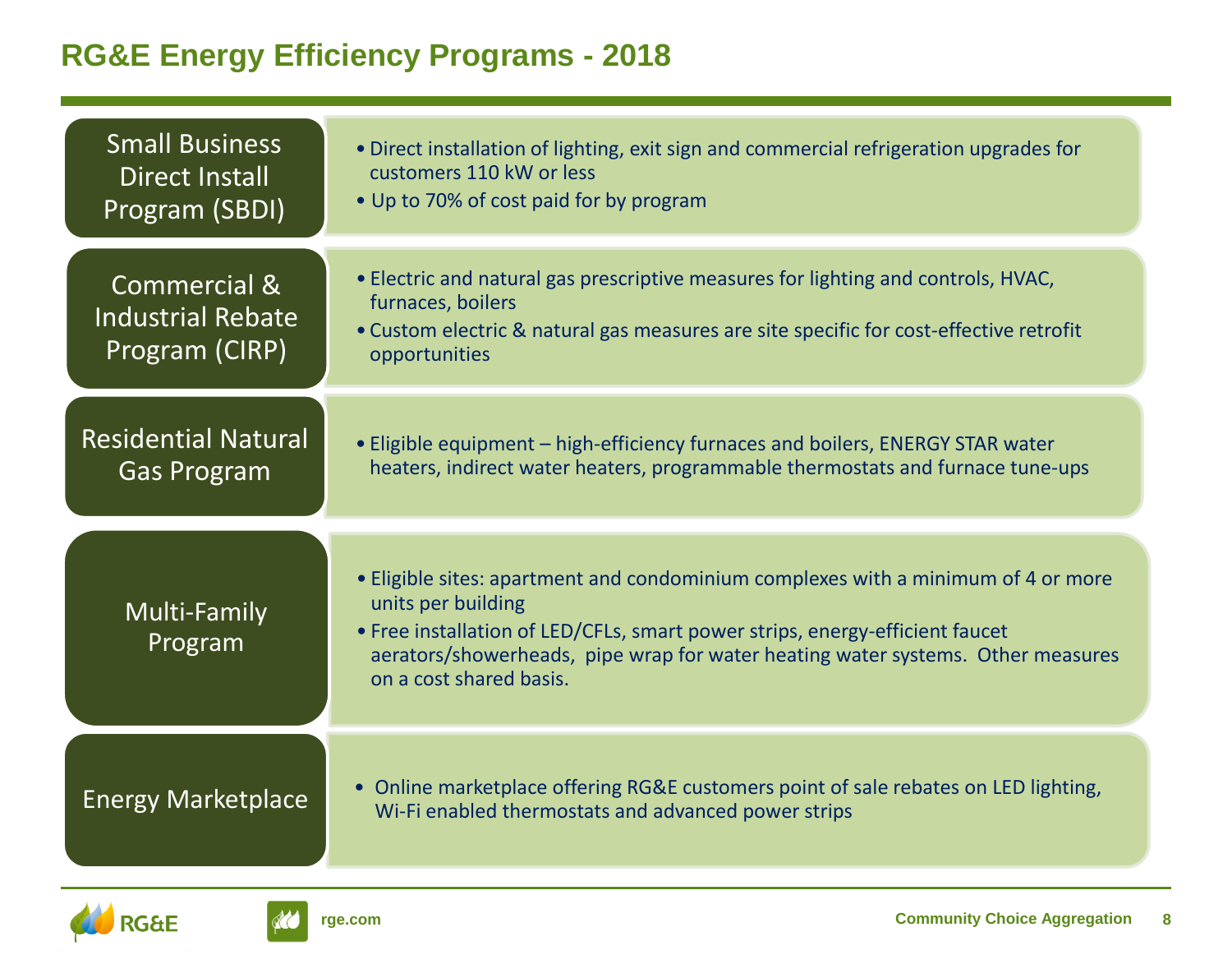# RG&E Energy Efficiency Programs - 2018

## Small Business Direct Install Program (SBDI)

- Direct installation of lighting, exit sign and commercial refrigeration upgrades for customers 110 kW or less
- Up to 70% of cost paid for by program

## Commercial & Industrial Rebate Program (CIRP)

- Electric and natural gas prescriptive measures for lighting and controls, HVAC, furnaces, boilers
- Custom electric & natural gas measures are site specific for cost-effective retrofit opportunities

## Residential Natural Gas Program

- Eligible equipment – high-efficiency furnaces and boilers, ENERGY STAR water heaters, indirect water heaters, programmable thermostats and furnace tune-ups

## Multi-Family Program

- Eligible sites: apartment and condominium complexes with a minimum of 4 or more units per building
- Free installation of LED/CFLs, smart power strips, energy-efficient faucet aerators/showerheads, pipe wrap for water heating water systems. Other measures on a cost shared basis.

## Energy Marketplace

- Online marketplace offering RG&E customers point of sale rebates on LED lighting, Wi-Fi enabled thermostats and advanced power strips